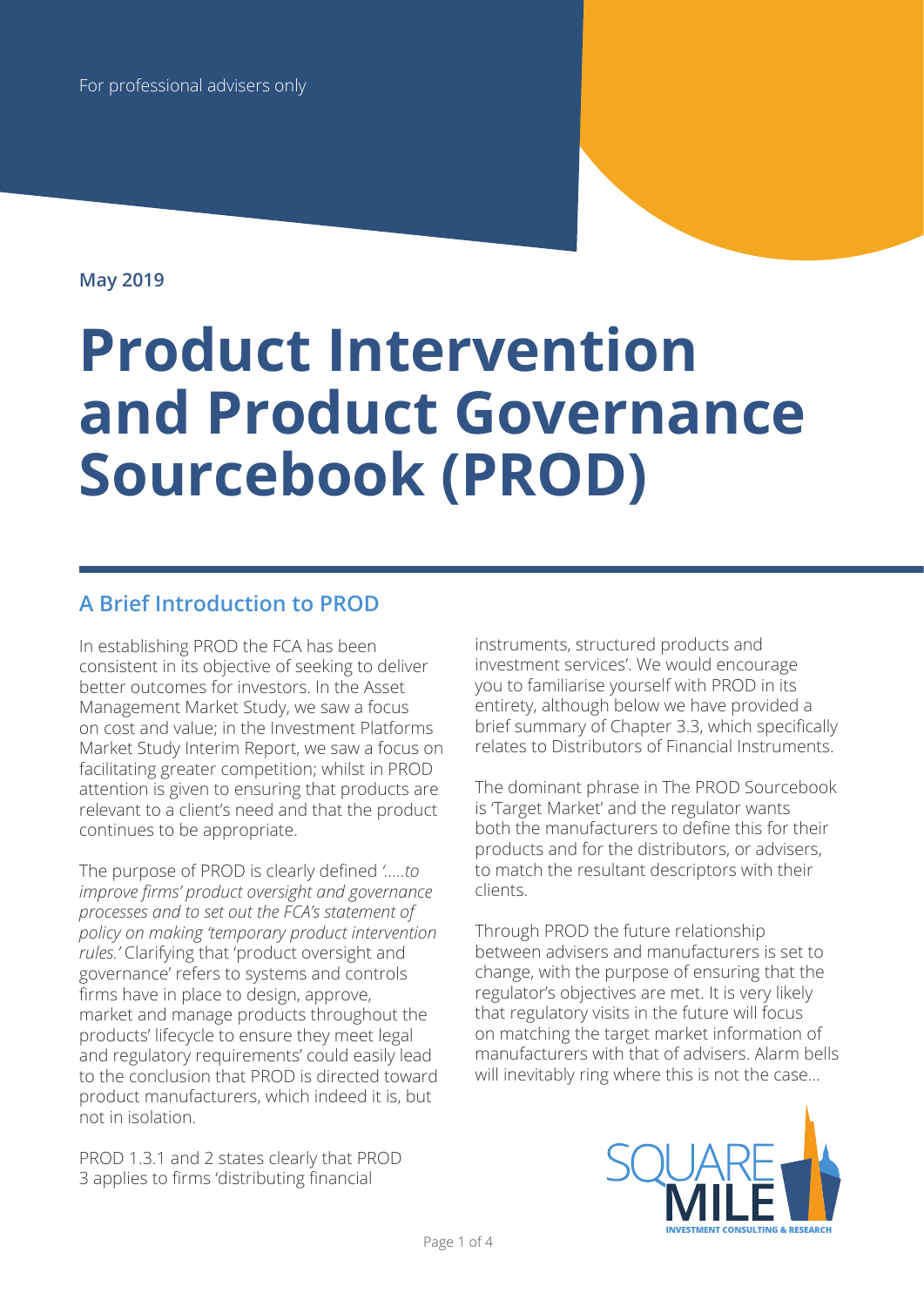For professional advisers only

May 2019

# Product Intervention and Product Governance Sourcebook (PROD)

## A Brief Introduction to PROD

In establishing PROD the FCA has been consistent in its objective of seeking to deliver better outcomes for investors. In the Asset Management Market Study, we saw a focus on cost and value; in the Investment Platforms Market Study Interim Report, we saw a focus on facilitating greater competition; whilst in PROD attention is given to ensuring that products are relevant to a client's need and that the product continues to be appropriate.

The purpose of PROD is clearly defined *'.....to improve firms' product oversight and governance processes and to set out the FCA's statement of policy on making 'temporary product intervention rules.'* Clarifying that 'product oversight and governance' refers to systems and controls firms have in place to design, approve, market and manage products throughout the products' lifecycle to ensure they meet legal and regulatory requirements' could easily lead to the conclusion that PROD is directed toward product manufacturers, which indeed it is, but not in isolation.

PROD 1.3.1 and 2 states clearly that PROD 3 applies to firms 'distributing financial instruments, structured products and investment services'. We would encourage you to familiarise yourself with PROD in its entirety, although below we have provided a brief summary of Chapter 3.3, which specifically relates to Distributors of Financial Instruments.

The dominant phrase in The PROD Sourcebook is 'Target Market' and the regulator wants both the manufacturers to define this for their products and for the distributors, or advisers, to match the resultant descriptors with their clients.

Through PROD the future relationship between advisers and manufacturers is set to change, with the purpose of ensuring that the regulator's objectives are met. It is very likely that regulatory visits in the future will focus on matching the target market information of manufacturers with that of advisers. Alarm bells will inevitably ring where this is not the case...

SQUARE MILE
INVESTMENT CONSULTING & RESEARCH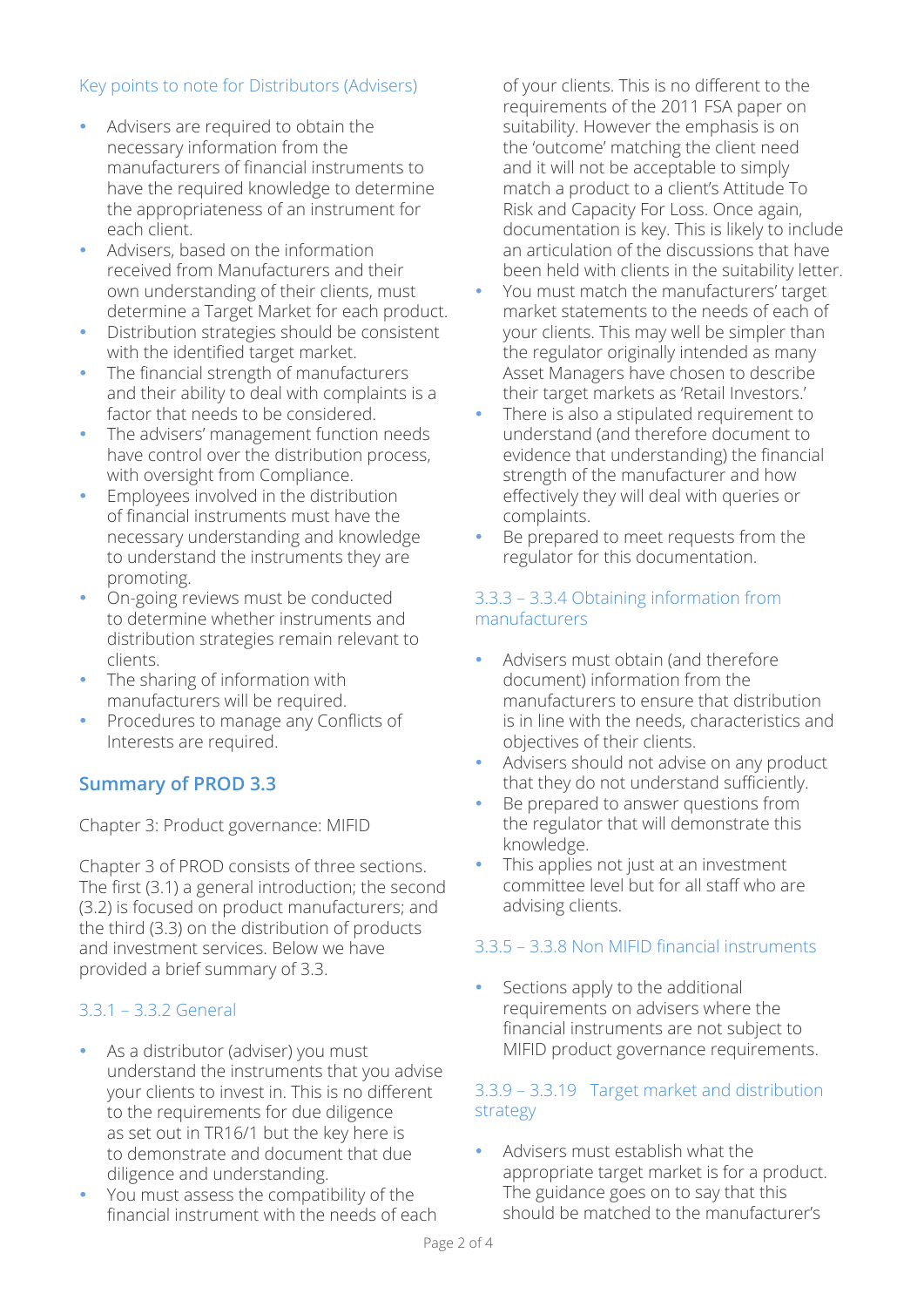### Key points to note for Distributors (Advisers)

- Advisers are required to obtain the necessary information from the manufacturers of financial instruments to have the required knowledge to determine the appropriateness of an instrument for each client.
- Advisers, based on the information received from Manufacturers and their own understanding of their clients, must determine a Target Market for each product.
- Distribution strategies should be consistent with the identified target market.
- The financial strength of manufacturers and their ability to deal with complaints is a factor that needs to be considered.
- The advisers' management function needs have control over the distribution process, with oversight from Compliance.
- Employees involved in the distribution of financial instruments must have the necessary understanding and knowledge to understand the instruments they are promoting.
- On-going reviews must be conducted to determine whether instruments and distribution strategies remain relevant to clients.
- The sharing of information with manufacturers will be required.
- Procedures to manage any Conflicts of Interests are required.

## Summary of PROD 3.3

Chapter 3: Product governance: MIFID

Chapter 3 of PROD consists of three sections. The first (3.1) a general introduction; the second (3.2) is focused on product manufacturers; and the third (3.3) on the distribution of products and investment services. Below we have provided a brief summary of 3.3.

### 3.3.1 – 3.3.2 General

- As a distributor (adviser) you must understand the instruments that you advise your clients to invest in. This is no different to the requirements for due diligence as set out in TR16/1 but the key here is to demonstrate and document that due diligence and understanding.
- You must assess the compatibility of the financial instrument with the needs of each of your clients. This is no different to the requirements of the 2011 FSA paper on suitability. However the emphasis is on the 'outcome' matching the client need and it will not be acceptable to simply match a product to a client's Attitude To Risk and Capacity For Loss. Once again, documentation is key. This is likely to include an articulation of the discussions that have been held with clients in the suitability letter.
- You must match the manufacturers' target market statements to the needs of each of your clients. This may well be simpler than the regulator originally intended as many Asset Managers have chosen to describe their target markets as 'Retail Investors.'
- There is also a stipulated requirement to understand (and therefore document to evidence that understanding) the financial strength of the manufacturer and how effectively they will deal with queries or complaints.
- Be prepared to meet requests from the regulator for this documentation.

### 3.3.3 – 3.3.4 Obtaining information from manufacturers

- Advisers must obtain (and therefore document) information from the manufacturers to ensure that distribution is in line with the needs, characteristics and objectives of their clients.
- Advisers should not advise on any product that they do not understand sufficiently.
- Be prepared to answer questions from the regulator that will demonstrate this knowledge.
- This applies not just at an investment committee level but for all staff who are advising clients.

### 3.3.5 – 3.3.8 Non MIFID financial instruments

- Sections apply to the additional requirements on advisers where the financial instruments are not subject to MIFID product governance requirements.

### 3.3.9 – 3.3.19 Target market and distribution strategy

- Advisers must establish what the appropriate target market is for a product. The guidance goes on to say that this should be matched to the manufacturer's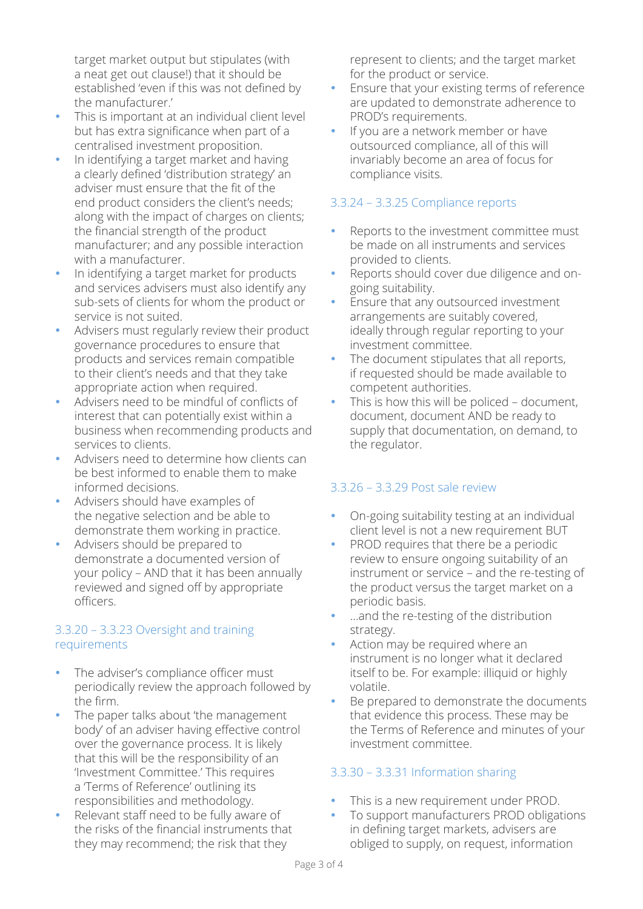target market output but stipulates (with a neat get out clause!) that it should be established 'even if this was not defined by the manufacturer.'

- This is important at an individual client level but has extra significance when part of a centralised investment proposition.
- In identifying a target market and having a clearly defined 'distribution strategy' an adviser must ensure that the fit of the end product considers the client's needs; along with the impact of charges on clients; the financial strength of the product manufacturer; and any possible interaction with a manufacturer.
- In identifying a target market for products and services advisers must also identify any sub-sets of clients for whom the product or service is not suited.
- Advisers must regularly review their product governance procedures to ensure that products and services remain compatible to their client's needs and that they take appropriate action when required.
- Advisers need to be mindful of conflicts of interest that can potentially exist within a business when recommending products and services to clients.
- Advisers need to determine how clients can be best informed to enable them to make informed decisions.
- Advisers should have examples of the negative selection and be able to demonstrate them working in practice.
- Advisers should be prepared to demonstrate a documented version of your policy – AND that it has been annually reviewed and signed off by appropriate officers.

### 3.3.20 – 3.3.23 Oversight and training requirements

- The adviser's compliance officer must periodically review the approach followed by the firm.
- The paper talks about 'the management body' of an adviser having effective control over the governance process. It is likely that this will be the responsibility of an 'Investment Committee.' This requires a 'Terms of Reference' outlining its responsibilities and methodology.
- Relevant staff need to be fully aware of the risks of the financial instruments that they may recommend; the risk that they represent to clients; and the target market for the product or service.
- Ensure that your existing terms of reference are updated to demonstrate adherence to PROD's requirements.
- If you are a network member or have outsourced compliance, all of this will invariably become an area of focus for compliance visits.

### 3.3.24 – 3.3.25 Compliance reports

- Reports to the investment committee must be made on all instruments and services provided to clients.
- Reports should cover due diligence and on-going suitability.
- Ensure that any outsourced investment arrangements are suitably covered, ideally through regular reporting to your investment committee.
- The document stipulates that all reports, if requested should be made available to competent authorities.
- This is how this will be policed – document, document, document AND be ready to supply that documentation, on demand, to the regulator.

### 3.3.26 – 3.3.29 Post sale review

- On-going suitability testing at an individual client level is not a new requirement BUT
- PROD requires that there be a periodic review to ensure ongoing suitability of an instrument or service – and the re-testing of the product versus the target market on a periodic basis.
- ...and the re-testing of the distribution strategy.
- Action may be required where an instrument is no longer what it declared itself to be. For example: illiquid or highly volatile.
- Be prepared to demonstrate the documents that evidence this process. These may be the Terms of Reference and minutes of your investment committee.

### 3.3.30 – 3.3.31 Information sharing

- This is a new requirement under PROD.
- To support manufacturers PROD obligations in defining target markets, advisers are obliged to supply, on request, information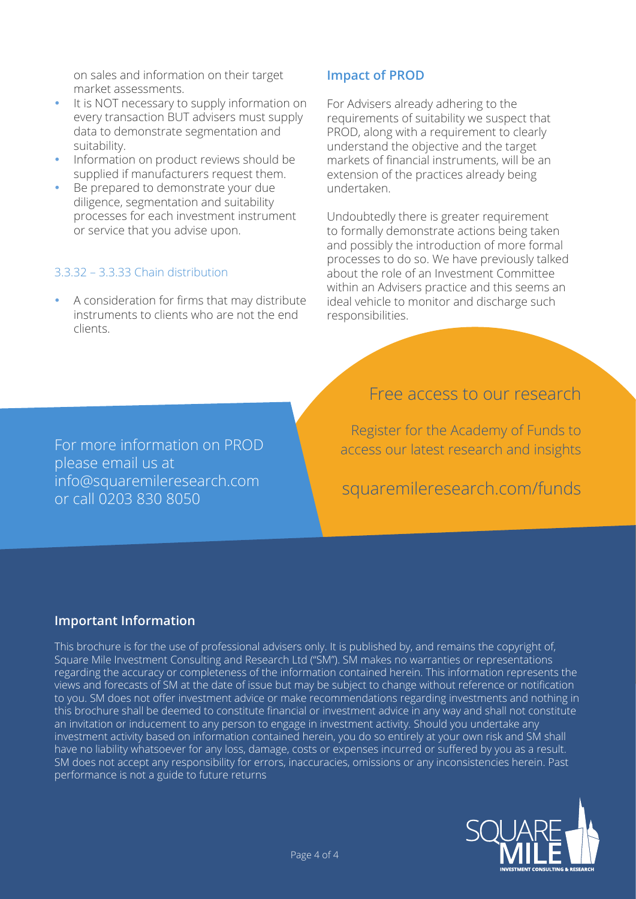on sales and information on their target market assessments.

- It is NOT necessary to supply information on every transaction BUT advisers must supply data to demonstrate segmentation and suitability.
- Information on product reviews should be supplied if manufacturers request them.
- Be prepared to demonstrate your due diligence, segmentation and suitability processes for each investment instrument or service that you advise upon.

### 3.3.32 – 3.3.33 Chain distribution

- A consideration for firms that may distribute instruments to clients who are not the end clients.

## Impact of PROD

For Advisers already adhering to the requirements of suitability we suspect that PROD, along with a requirement to clearly understand the objective and the target markets of financial instruments, will be an extension of the practices already being undertaken.

Undoubtedly there is greater requirement to formally demonstrate actions being taken and possibly the introduction of more formal processes to do so. We have previously talked about the role of an Investment Committee within an Advisers practice and this seems an ideal vehicle to monitor and discharge such responsibilities.

For more information on PROD please email us at info@squaremileresearch.com or call 0203 830 8050

## Free access to our research

Register for the Academy of Funds to access our latest research and insights

squaremileresearch.com/funds

## Important Information

This brochure is for the use of professional advisers only. It is published by, and remains the copyright of, Square Mile Investment Consulting and Research Ltd ("SM"). SM makes no warranties or representations regarding the accuracy or completeness of the information contained herein. This information represents the views and forecasts of SM at the date of issue but may be subject to change without reference or notification to you. SM does not offer investment advice or make recommendations regarding investments and nothing in this brochure shall be deemed to constitute financial or investment advice in any way and shall not constitute an invitation or inducement to any person to engage in investment activity. Should you undertake any investment activity based on information contained herein, you do so entirely at your own risk and SM shall have no liability whatsoever for any loss, damage, costs or expenses incurred or suffered by you as a result. SM does not accept any responsibility for errors, inaccuracies, omissions or any inconsistencies herein. Past performance is not a guide to future returns

SQUARE MILE
INVESTMENT CONSULTING & RESEARCH